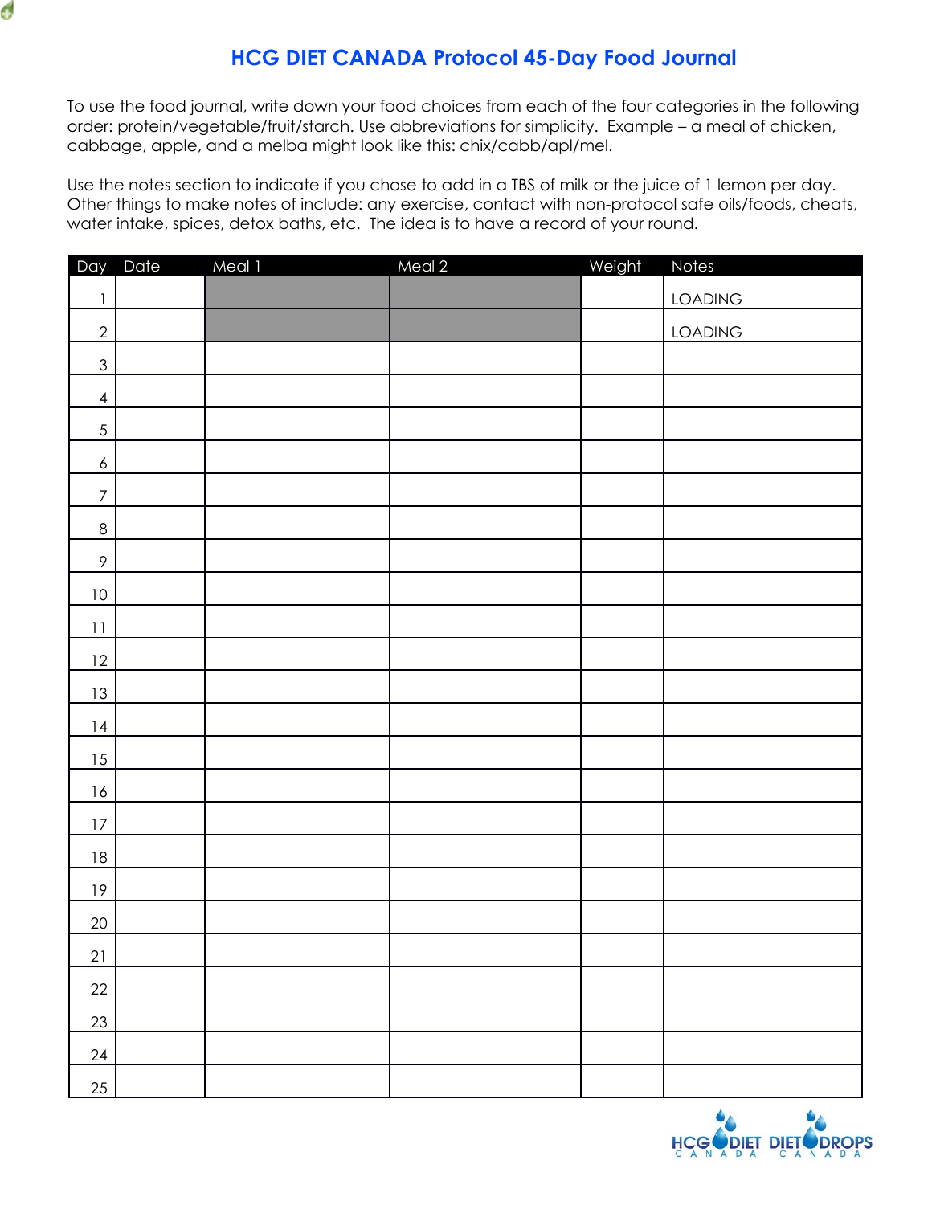# HCG DIET CANADA Protocol 45-Day Food Journal

To use the food journal, write down your food choices from each of the four categories in the following order: protein/vegetable/fruit/starch. Use abbreviations for simplicity. Example – a meal of chicken, cabbage, apple, and a melba might look like this: chix/cabb/apl/mel.

Use the notes section to indicate if you chose to add in a TBS of milk or the juice of 1 lemon per day. Other things to make notes of include: any exercise, contact with non-protocol safe oils/foods, cheats, water intake, spices, detox baths, etc. The idea is to have a record of your round.

| Day | Date | Meal 1 | Meal 2 | Weight | Notes |
|---|---|---|---|---|---|
| 1 | | | | | LOADING |
| 2 | | | | | LOADING |
| 3 | | | | | |
| 4 | | | | | |
| 5 | | | | | |
| 6 | | | | | |
| 7 | | | | | |
| 8 | | | | | |
| 9 | | | | | |
| 10 | | | | | |
| 11 | | | | | |
| 12 | | | | | |
| 13 | | | | | |
| 14 | | | | | |
| 15 | | | | | |
| 16 | | | | | |
| 17 | | | | | |
| 18 | | | | | |
| 19 | | | | | |
| 20 | | | | | |
| 21 | | | | | |
| 22 | | | | | |
| 23 | | | | | |
| 24 | | | | | |
| 25 | | | | | |

HCG DIET CANADA DIET DROPS CANADA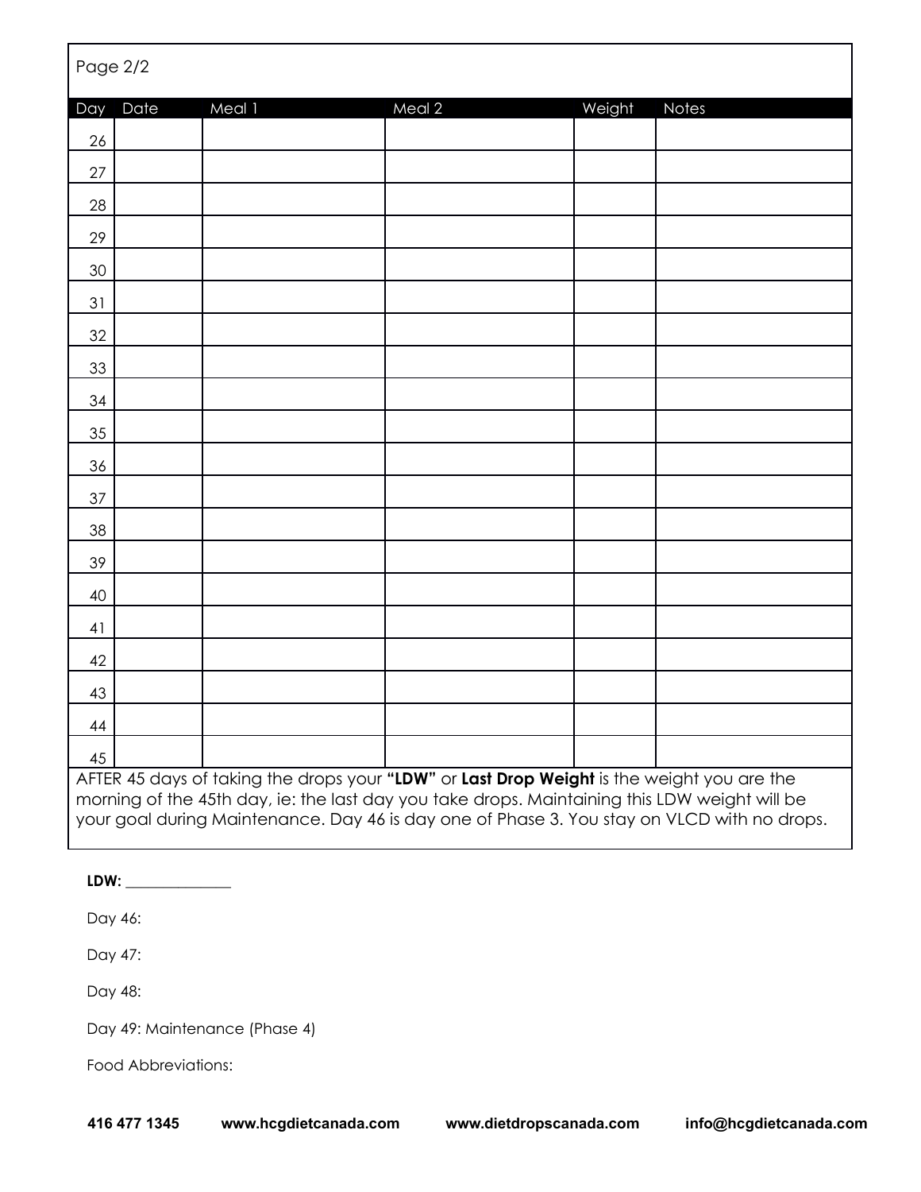Page 2/2

| Day | Date | Meal 1 | Meal 2 | Weight | Notes |
|---|---|---|---|---|---|
| 26 | | | | | |
| 27 | | | | | |
| 28 | | | | | |
| 29 | | | | | |
| 30 | | | | | |
| 31 | | | | | |
| 32 | | | | | |
| 33 | | | | | |
| 34 | | | | | |
| 35 | | | | | |
| 36 | | | | | |
| 37 | | | | | |
| 38 | | | | | |
| 39 | | | | | |
| 40 | | | | | |
| 41 | | | | | |
| 42 | | | | | |
| 43 | | | | | |
| 44 | | | | | |
| 45 | | | | | |

AFTER 45 days of taking the drops your **"LDW"** or **Last Drop Weight** is the weight you are the morning of the 45th day, ie: the last day you take drops. Maintaining this LDW weight will be your goal during Maintenance. Day 46 is day one of Phase 3. You stay on VLCD with no drops.

**LDW:** ______________

Day 46:

Day 47:

Day 48:

Day 49: Maintenance (Phase 4)

Food Abbreviations:

**416 477 1345 www.hcgdietcanada.com www.dietdropscanada.com info@hcgdietcanada.com**